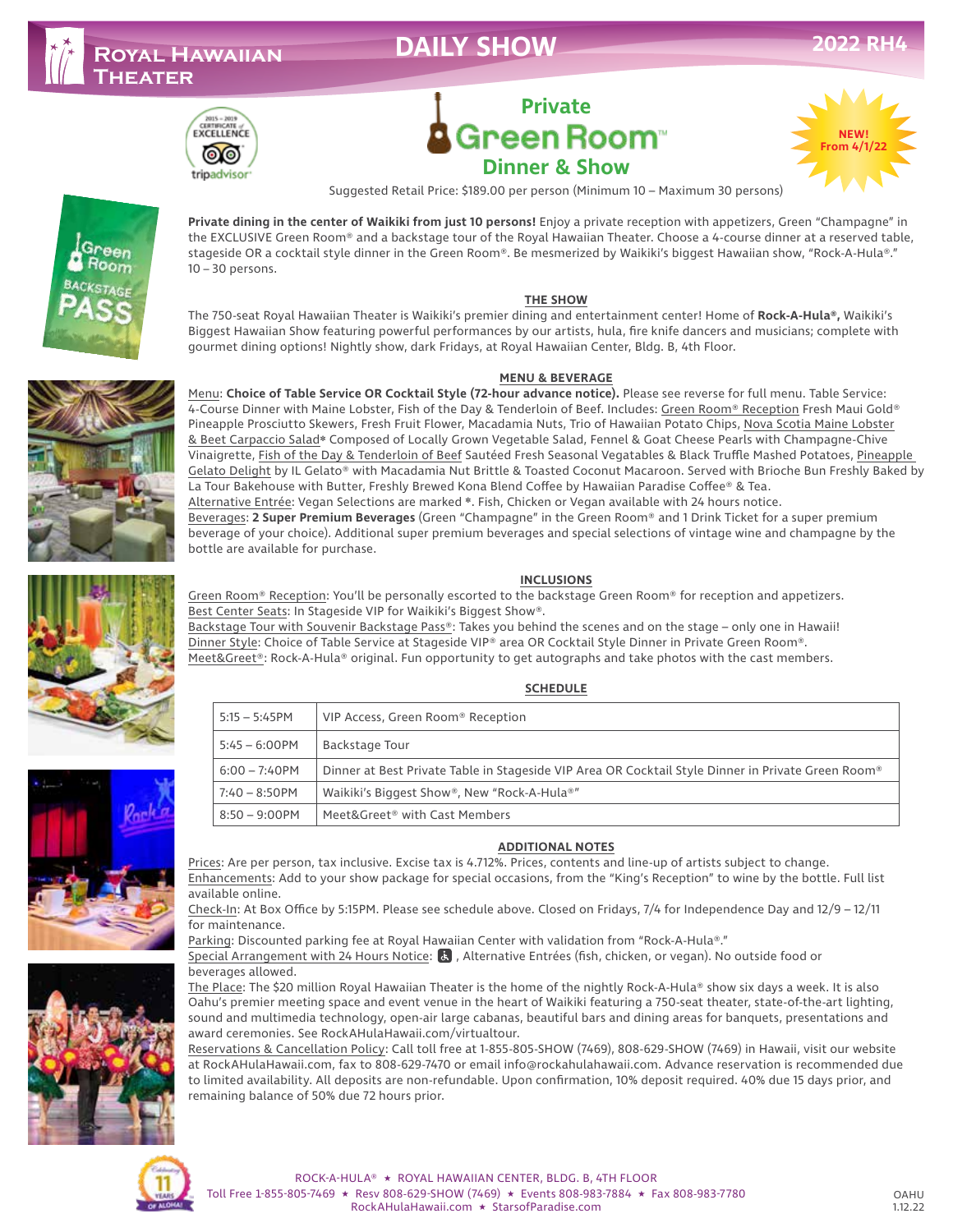# Royal Hawaiian Theater

## DAILY SHOW

**2022 RH4**

2015 – 2019 Certificate of Excellence tripadvisor

# Private Green Room™ Dinner & Show

**NEW! From 4/1/22**

Suggested Retail Price: $189.00 per person (Minimum 10 – Maximum 30 persons)

Green Room BACKSTAGE PASS

**Private dining in the center of Waikiki from just 10 persons!** Enjoy a private reception with appetizers, Green "Champagne" in the EXCLUSIVE Green Room® and a backstage tour of the Royal Hawaiian Theater. Choose a 4-course dinner at a reserved table, stageside OR a cocktail style dinner in the Green Room®. Be mesmerized by Waikiki's biggest Hawaiian show, "Rock-A-Hula®." 10 – 30 persons.

### THE SHOW

The 750-seat Royal Hawaiian Theater is Waikiki's premier dining and entertainment center! Home of **Rock-A-Hula®,** Waikiki's Biggest Hawaiian Show featuring powerful performances by our artists, hula, fire knife dancers and musicians; complete with gourmet dining options! Nightly show, dark Fridays, at Royal Hawaiian Center, Bldg. B, 4th Floor.

### MENU & BEVERAGE

Menu: **Choice of Table Service OR Cocktail Style (72-hour advance notice).** Please see reverse for full menu. Table Service: 4-Course Dinner with Maine Lobster, Fish of the Day & Tenderloin of Beef. Includes: Green Room® Reception Fresh Maui Gold® Pineapple Prosciutto Skewers, Fresh Fruit Flower, Macadamia Nuts, Trio of Hawaiian Potato Chips, Nova Scotia Maine Lobster & Beet Carpaccio Salad* Composed of Locally Grown Vegetable Salad, Fennel & Goat Cheese Pearls with Champagne-Chive Vinaigrette, Fish of the Day & Tenderloin of Beef Sautéed Fresh Seasonal Vegatables & Black Truffle Mashed Potatoes, Pineapple Gelato Delight by IL Gelato® with Macadamia Nut Brittle & Toasted Coconut Macaroon. Served with Brioche Bun Freshly Baked by La Tour Bakehouse with Butter, Freshly Brewed Kona Blend Coffee by Hawaiian Paradise Coffee® & Tea.
Alternative Entrée: Vegan Selections are marked *. Fish, Chicken or Vegan available with 24 hours notice.
Beverages: **2 Super Premium Beverages** (Green "Champagne" in the Green Room® and 1 Drink Ticket for a super premium beverage of your choice). Additional super premium beverages and special selections of vintage wine and champagne by the bottle are available for purchase.

### INCLUSIONS

Green Room® Reception: You'll be personally escorted to the backstage Green Room® for reception and appetizers.
Best Center Seats: In Stageside VIP for Waikiki's Biggest Show®.
Backstage Tour with Souvenir Backstage Pass®: Takes you behind the scenes and on the stage – only one in Hawaii!
Dinner Style: Choice of Table Service at Stageside VIP® area OR Cocktail Style Dinner in Private Green Room®.
Meet&Greet®: Rock-A-Hula® original. Fun opportunity to get autographs and take photos with the cast members.

### SCHEDULE

| Time | Activity |
|---|---|
| 5:15 – 5:45PM | VIP Access, Green Room® Reception |
| 5:45 – 6:00PM | Backstage Tour |
| 6:00 – 7:40PM | Dinner at Best Private Table in Stageside VIP Area OR Cocktail Style Dinner in Private Green Room® |
| 7:40 – 8:50PM | Waikiki's Biggest Show®, New "Rock-A-Hula®" |
| 8:50 – 9:00PM | Meet&Greet® with Cast Members |

### ADDITIONAL NOTES

Prices: Are per person, tax inclusive. Excise tax is 4.712%. Prices, contents and line-up of artists subject to change.
Enhancements: Add to your show package for special occasions, from the "King's Reception" to wine by the bottle. Full list available online.
Check-In: At Box Office by 5:15PM. Please see schedule above. Closed on Fridays, 7/4 for Independence Day and 12/9 – 12/11 for maintenance.
Parking: Discounted parking fee at Royal Hawaiian Center with validation from "Rock-A-Hula®."
Special Arrangement with 24 Hours Notice: ♿, Alternative Entrées (fish, chicken, or vegan). No outside food or beverages allowed.
The Place: The $20 million Royal Hawaiian Theater is the home of the nightly Rock-A-Hula® show six days a week. It is also Oahu's premier meeting space and event venue in the heart of Waikiki featuring a 750-seat theater, state-of-the-art lighting, sound and multimedia technology, open-air large cabanas, beautiful bars and dining areas for banquets, presentations and award ceremonies. See RockAHulaHawaii.com/virtualtour.
Reservations & Cancellation Policy: Call toll free at 1-855-805-SHOW (7469), 808-629-SHOW (7469) in Hawaii, visit our website at RockAHulaHawaii.com, fax to 808-629-7470 or email info@rockahulahawaii.com. Advance reservation is recommended due to limited availability. All deposits are non-refundable. Upon confirmation, 10% deposit required. 40% due 15 days prior, and remaining balance of 50% due 72 hours prior.

Celebrating 11 Years of Aloha!

ROCK-A-HULA® ★ ROYAL HAWAIIAN CENTER, BLDG. B, 4TH FLOOR
Toll Free 1-855-805-7469 ★ Resv 808-629-SHOW (7469) ★ Events 808-983-7884 ★ Fax 808-983-7780
RockAHulaHawaii.com ★ StarsofParadise.com

OAHU 1.12.22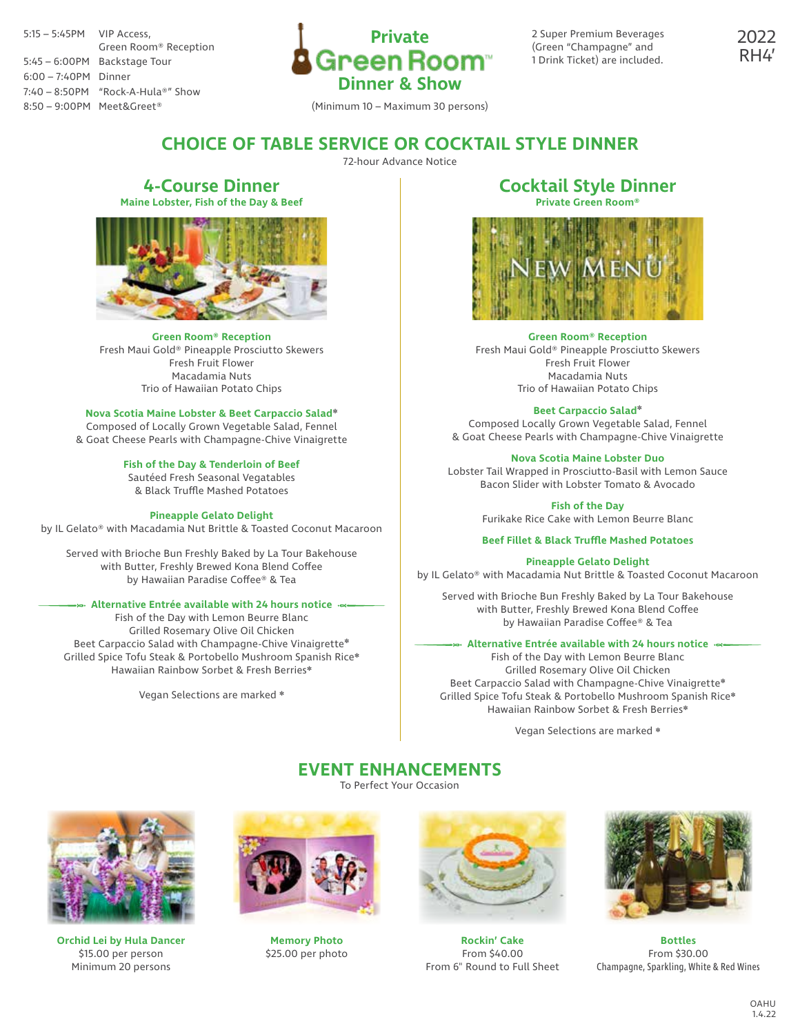| | |
|---|---|
| 5:15 – 5:45PM | VIP Access, Green Room® Reception |
| 5:45 – 6:00PM | Backstage Tour |
| 6:00 – 7:40PM | Dinner |
| 7:40 – 8:50PM | "Rock-A-Hula®" Show |
| 8:50 – 9:00PM | Meet&Greet® |

# Private Green Room™ Dinner & Show

(Minimum 10 – Maximum 30 persons)

2 Super Premium Beverages (Green "Champagne" and 1 Drink Ticket) are included.

2022 RH4'

## CHOICE OF TABLE SERVICE OR COCKTAIL STYLE DINNER

72-hour Advance Notice

### 4-Course Dinner

**Maine Lobster, Fish of the Day & Beef**

**Green Room® Reception**
Fresh Maui Gold® Pineapple Prosciutto Skewers
Fresh Fruit Flower
Macadamia Nuts
Trio of Hawaiian Potato Chips

**Nova Scotia Maine Lobster & Beet Carpaccio Salad***
Composed of Locally Grown Vegetable Salad, Fennel & Goat Cheese Pearls with Champagne-Chive Vinaigrette

**Fish of the Day & Tenderloin of Beef**
Sautéed Fresh Seasonal Vegatables & Black Truffle Mashed Potatoes

**Pineapple Gelato Delight**
by IL Gelato® with Macadamia Nut Brittle & Toasted Coconut Macaroon

Served with Brioche Bun Freshly Baked by La Tour Bakehouse with Butter, Freshly Brewed Kona Blend Coffee by Hawaiian Paradise Coffee® & Tea

**Alternative Entrée available with 24 hours notice**
Fish of the Day with Lemon Beurre Blanc
Grilled Rosemary Olive Oil Chicken
Beet Carpaccio Salad with Champagne-Chive Vinaigrette*
Grilled Spice Tofu Steak & Portobello Mushroom Spanish Rice*
Hawaiian Rainbow Sorbet & Fresh Berries*

Vegan Selections are marked *

### Cocktail Style Dinner

**Private Green Room®**

NEW MENU

**Green Room® Reception**
Fresh Maui Gold® Pineapple Prosciutto Skewers
Fresh Fruit Flower
Macadamia Nuts
Trio of Hawaiian Potato Chips

**Beet Carpaccio Salad***
Composed Locally Grown Vegetable Salad, Fennel & Goat Cheese Pearls with Champagne-Chive Vinaigrette

**Nova Scotia Maine Lobster Duo**
Lobster Tail Wrapped in Prosciutto-Basil with Lemon Sauce
Bacon Slider with Lobster Tomato & Avocado

**Fish of the Day**
Furikake Rice Cake with Lemon Beurre Blanc

**Beef Fillet & Black Truffle Mashed Potatoes**

**Pineapple Gelato Delight**
by IL Gelato® with Macadamia Nut Brittle & Toasted Coconut Macaroon

Served with Brioche Bun Freshly Baked by La Tour Bakehouse with Butter, Freshly Brewed Kona Blend Coffee by Hawaiian Paradise Coffee® & Tea

**Alternative Entrée available with 24 hours notice**
Fish of the Day with Lemon Beurre Blanc
Grilled Rosemary Olive Oil Chicken
Beet Carpaccio Salad with Champagne-Chive Vinaigrette*
Grilled Spice Tofu Steak & Portobello Mushroom Spanish Rice*
Hawaiian Rainbow Sorbet & Fresh Berries*

Vegan Selections are marked *

## EVENT ENHANCEMENTS

To Perfect Your Occasion

**Orchid Lei by Hula Dancer**
$15.00 per person
Minimum 20 persons

**Memory Photo**
$25.00 per photo

**Rockin' Cake**
From $40.00
From 6" Round to Full Sheet

**Bottles**
From $30.00
Champagne, Sparkling, White & Red Wines

OAHU
1.4.22